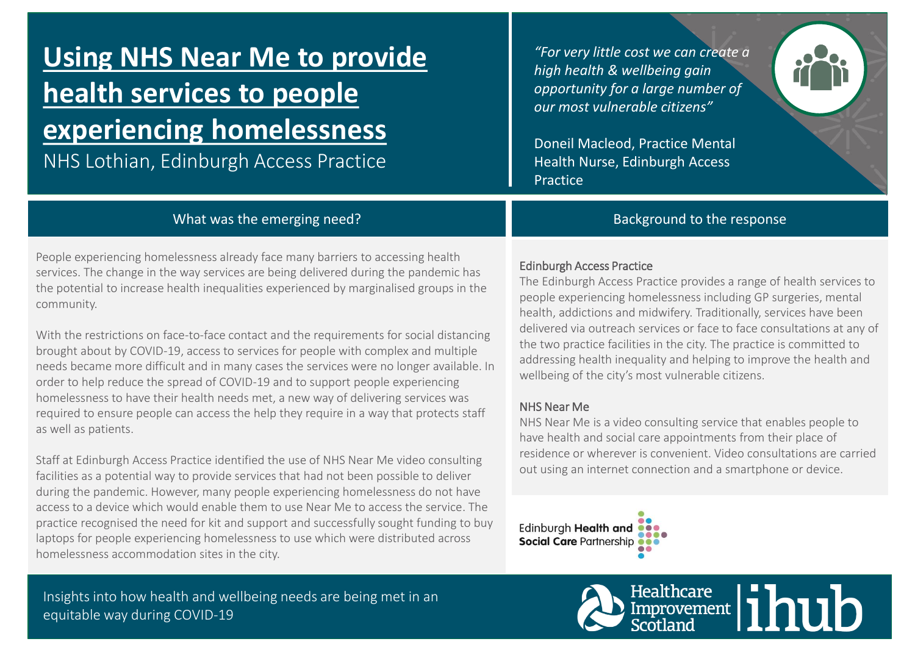# Using NHS Near Me to provide health services to people experiencing homelessness

NHS Lothian, Edinburgh Access Practice

*"For very little cost we can create a high health & wellbeing gain opportunity for a large number of our most vulnerable citizens"*

Doneil Macleod, Practice Mental Health Nurse, Edinburgh Access Practice

## What was the emerging need?

People experiencing homelessness already face many barriers to accessing health services. The change in the way services are being delivered during the pandemic has the potential to increase health inequalities experienced by marginalised groups in the community.

With the restrictions on face-to-face contact and the requirements for social distancing brought about by COVID-19, access to services for people with complex and multiple needs became more difficult and in many cases the services were no longer available. In order to help reduce the spread of COVID-19 and to support people experiencing homelessness to have their health needs met, a new way of delivering services was required to ensure people can access the help they require in a way that protects staff as well as patients.

Staff at Edinburgh Access Practice identified the use of NHS Near Me video consulting facilities as a potential way to provide services that had not been possible to deliver during the pandemic. However, many people experiencing homelessness do not have access to a device which would enable them to use Near Me to access the service. The practice recognised the need for kit and support and successfully sought funding to buy laptops for people experiencing homelessness to use which were distributed across homelessness accommodation sites in the city.

## Background to the response

### Edinburgh Access Practice

The Edinburgh Access Practice provides a range of health services to people experiencing homelessness including GP surgeries, mental health, addictions and midwifery. Traditionally, services have been delivered via outreach services or face to face consultations at any of the two practice facilities in the city. The practice is committed to addressing health inequality and helping to improve the health and wellbeing of the city's most vulnerable citizens.

### NHS Near Me

NHS Near Me is a video consulting service that enables people to have health and social care appointments from their place of residence or wherever is convenient. Video consultations are carried out using an internet connection and a smartphone or device.

Edinburgh **Health and Social Care** Partnership

Insights into how health and wellbeing needs are being met in an equitable way during COVID-19

Healthcare Improvement Scotland | ihub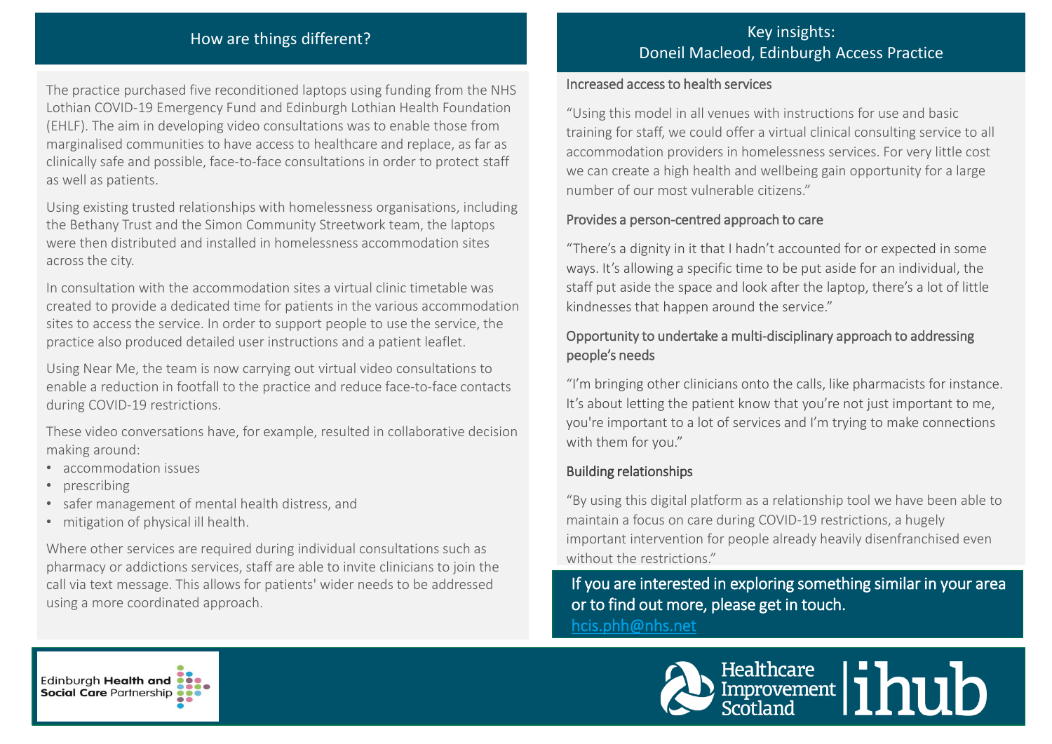## How are things different?

The practice purchased five reconditioned laptops using funding from the NHS Lothian COVID-19 Emergency Fund and Edinburgh Lothian Health Foundation (EHLF). The aim in developing video consultations was to enable those from marginalised communities to have access to healthcare and replace, as far as clinically safe and possible, face-to-face consultations in order to protect staff as well as patients.

Using existing trusted relationships with homelessness organisations, including the Bethany Trust and the Simon Community Streetwork team, the laptops were then distributed and installed in homelessness accommodation sites across the city.

In consultation with the accommodation sites a virtual clinic timetable was created to provide a dedicated time for patients in the various accommodation sites to access the service. In order to support people to use the service, the practice also produced detailed user instructions and a patient leaflet.

Using Near Me, the team is now carrying out virtual video consultations to enable a reduction in footfall to the practice and reduce face-to-face contacts during COVID-19 restrictions.

These video conversations have, for example, resulted in collaborative decision making around:

- accommodation issues
- prescribing
- safer management of mental health distress, and
- mitigation of physical ill health.

Where other services are required during individual consultations such as pharmacy or addictions services, staff are able to invite clinicians to join the call via text message. This allows for patients' wider needs to be addressed using a more coordinated approach.

## Key insights: Doneil Macleod, Edinburgh Access Practice

### Increased access to health services

"Using this model in all venues with instructions for use and basic training for staff, we could offer a virtual clinical consulting service to all accommodation providers in homelessness services. For very little cost we can create a high health and wellbeing gain opportunity for a large number of our most vulnerable citizens."

### Provides a person-centred approach to care

"There's a dignity in it that I hadn't accounted for or expected in some ways. It's allowing a specific time to be put aside for an individual, the staff put aside the space and look after the laptop, there's a lot of little kindnesses that happen around the service."

### Opportunity to undertake a multi-disciplinary approach to addressing people's needs

"I'm bringing other clinicians onto the calls, like pharmacists for instance. It's about letting the patient know that you're not just important to me, you're important to a lot of services and I'm trying to make connections with them for you."

### Building relationships

"By using this digital platform as a relationship tool we have been able to maintain a focus on care during COVID-19 restrictions, a hugely important intervention for people already heavily disenfranchised even without the restrictions."

If you are interested in exploring something similar in your area or to find out more, please get in touch.
hcis.phh@nhs.net

Edinburgh Health and Social Care Partnership

Healthcare Improvement Scotland | ihub